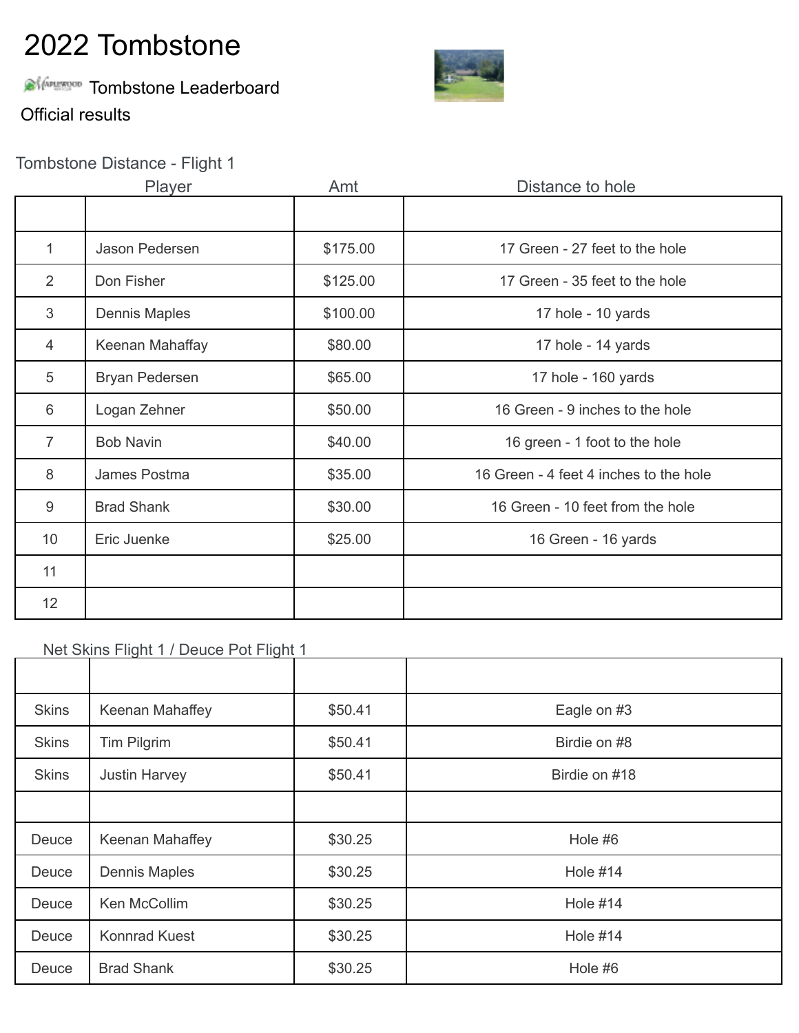# 2022 Tombstone

Tombstone Leaderboard

Official results

## Tombstone Distance - Flight 1

| | Player | Amt | Distance to hole |
|---|---|---|---|
| | | | |
| 1 | Jason Pedersen | $175.00 | 17 Green - 27 feet to the hole |
| 2 | Don Fisher | $125.00 | 17 Green - 35 feet to the hole |
| 3 | Dennis Maples | $100.00 | 17 hole - 10 yards |
| 4 | Keenan Mahaffay | $80.00 | 17 hole - 14 yards |
| 5 | Bryan Pedersen | $65.00 | 17 hole - 160 yards |
| 6 | Logan Zehner | $50.00 | 16 Green - 9 inches to the hole |
| 7 | Bob Navin | $40.00 | 16 green - 1 foot to the hole |
| 8 | James Postma | $35.00 | 16 Green - 4 feet 4 inches to the hole |
| 9 | Brad Shank | $30.00 | 16 Green - 10 feet from the hole |
| 10 | Eric Juenke | $25.00 | 16 Green - 16 yards |
| 11 | | | |
| 12 | | | |

## Net Skins Flight 1 / Deuce Pot Flight 1

| | | | |
|---|---|---|---|
| Skins | Keenan Mahaffey | $50.41 | Eagle on #3 |
| Skins | Tim Pilgrim | $50.41 | Birdie on #8 |
| Skins | Justin Harvey | $50.41 | Birdie on #18 |
| | | | |
| Deuce | Keenan Mahaffey | $30.25 | Hole #6 |
| Deuce | Dennis Maples | $30.25 | Hole #14 |
| Deuce | Ken McCollim | $30.25 | Hole #14 |
| Deuce | Konnrad Kuest | $30.25 | Hole #14 |
| Deuce | Brad Shank | $30.25 | Hole #6 |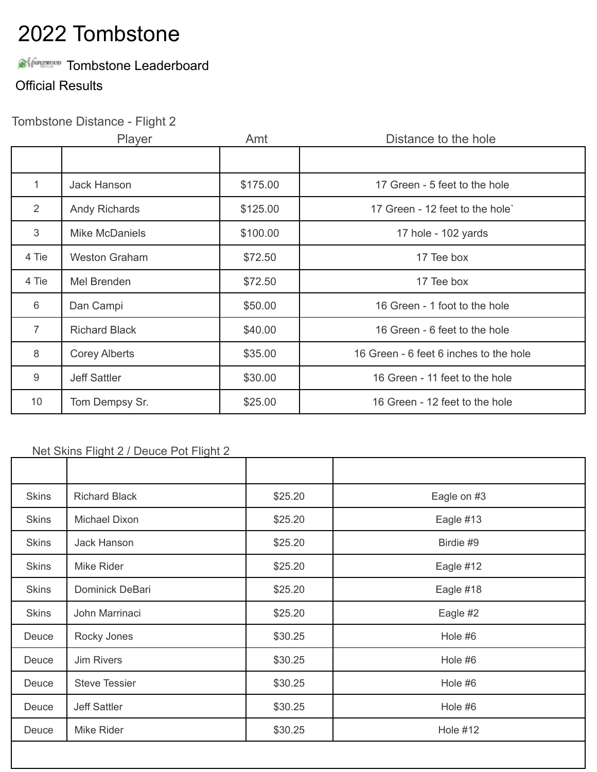# 2022 Tombstone

Tombstone Leaderboard

Official Results

Tombstone Distance - Flight 2

| | Player | Amt | Distance to the hole |
|---|---|---|---|
| | | | |
| 1 | Jack Hanson | $175.00 | 17 Green - 5 feet to the hole |
| 2 | Andy Richards | $125.00 | 17 Green - 12 feet to the hole` |
| 3 | Mike McDaniels | $100.00 | 17 hole - 102 yards |
| 4 Tie | Weston Graham | $72.50 | 17 Tee box |
| 4 Tie | Mel Brenden | $72.50 | 17 Tee box |
| 6 | Dan Campi | $50.00 | 16 Green - 1 foot to the hole |
| 7 | Richard Black | $40.00 | 16 Green - 6 feet to the hole |
| 8 | Corey Alberts | $35.00 | 16 Green - 6 feet 6 inches to the hole |
| 9 | Jeff Sattler | $30.00 | 16 Green - 11 feet to the hole |
| 10 | Tom Dempsy Sr. | $25.00 | 16 Green - 12 feet to the hole |

Net Skins Flight 2 / Deuce Pot Flight 2

| | | | |
|---|---|---|---|
| Skins | Richard Black | $25.20 | Eagle on #3 |
| Skins | Michael Dixon | $25.20 | Eagle #13 |
| Skins | Jack Hanson | $25.20 | Birdie #9 |
| Skins | Mike Rider | $25.20 | Eagle #12 |
| Skins | Dominick DeBari | $25.20 | Eagle #18 |
| Skins | John Marrinaci | $25.20 | Eagle #2 |
| Deuce | Rocky Jones | $30.25 | Hole #6 |
| Deuce | Jim Rivers | $30.25 | Hole #6 |
| Deuce | Steve Tessier | $30.25 | Hole #6 |
| Deuce | Jeff Sattler | $30.25 | Hole #6 |
| Deuce | Mike Rider | $30.25 | Hole #12 |
| | | | |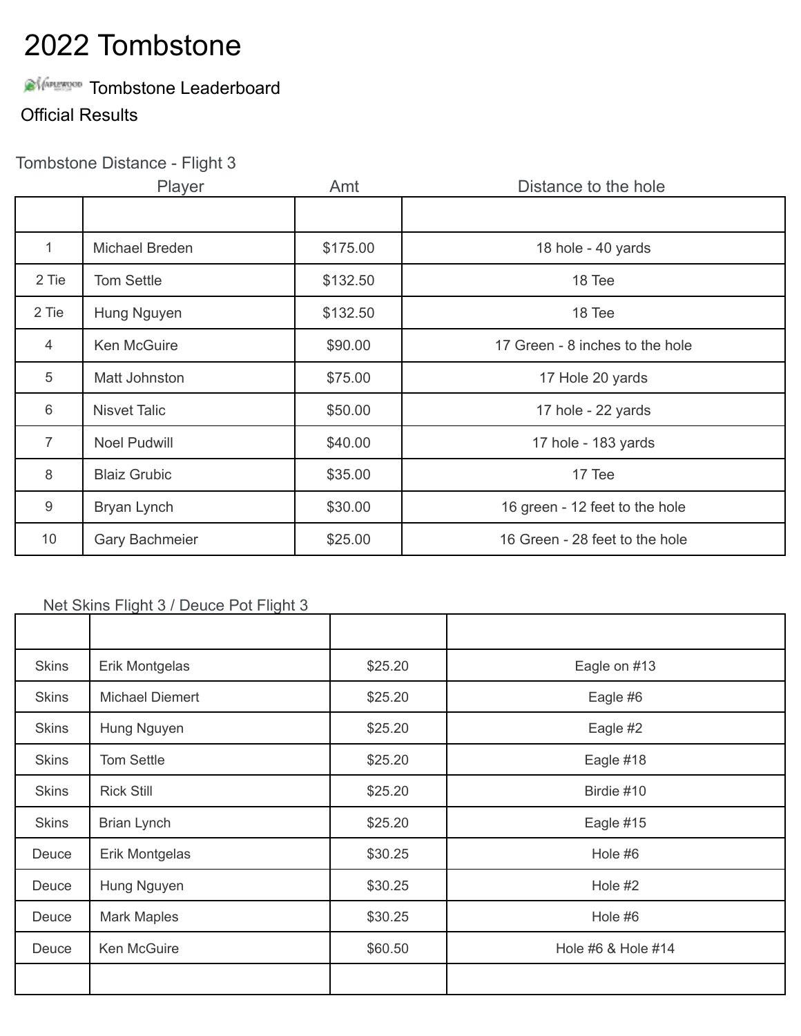# 2022 Tombstone

Tombstone Leaderboard

Official Results

Tombstone Distance - Flight 3

| | Player | Amt | Distance to the hole |
|---|---|---|---|
| | | | |
| 1 | Michael Breden | $175.00 | 18 hole - 40 yards |
| 2 Tie | Tom Settle | $132.50 | 18 Tee |
| 2 Tie | Hung Nguyen | $132.50 | 18 Tee |
| 4 | Ken McGuire | $90.00 | 17 Green - 8 inches to the hole |
| 5 | Matt Johnston | $75.00 | 17 Hole 20 yards |
| 6 | Nisvet Talic | $50.00 | 17 hole - 22 yards |
| 7 | Noel Pudwill | $40.00 | 17 hole - 183 yards |
| 8 | Blaiz Grubic | $35.00 | 17 Tee |
| 9 | Bryan Lynch | $30.00 | 16 green - 12 feet to the hole |
| 10 | Gary Bachmeier | $25.00 | 16 Green - 28 feet to the hole |

Net Skins Flight 3 / Deuce Pot Flight 3

| | | | |
|---|---|---|---|
| Skins | Erik Montgelas | $25.20 | Eagle on #13 |
| Skins | Michael Diemert | $25.20 | Eagle #6 |
| Skins | Hung Nguyen | $25.20 | Eagle #2 |
| Skins | Tom Settle | $25.20 | Eagle #18 |
| Skins | Rick Still | $25.20 | Birdie #10 |
| Skins | Brian Lynch | $25.20 | Eagle #15 |
| Deuce | Erik Montgelas | $30.25 | Hole #6 |
| Deuce | Hung Nguyen | $30.25 | Hole #2 |
| Deuce | Mark Maples | $30.25 | Hole #6 |
| Deuce | Ken McGuire | $60.50 | Hole #6 & Hole #14 |
| | | | |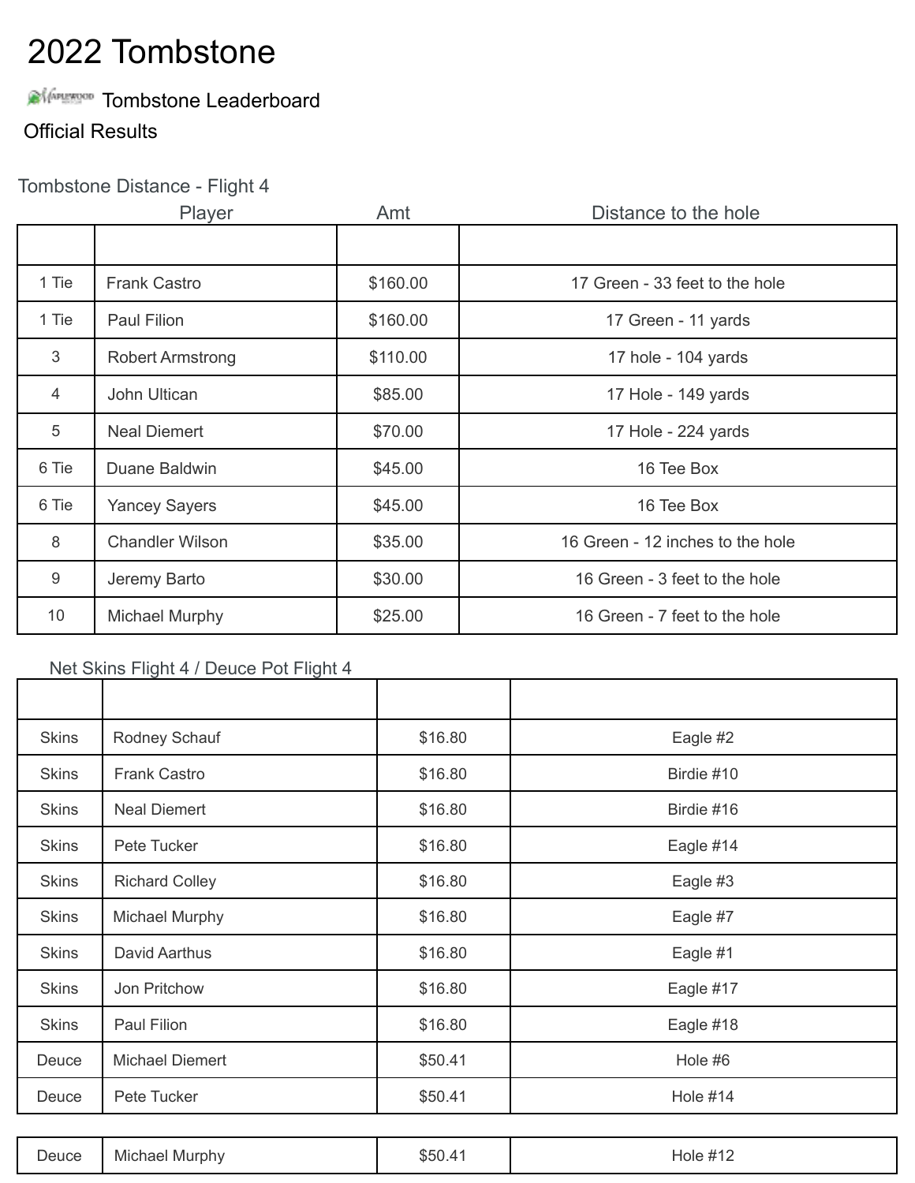# 2022 Tombstone

Tombstone Leaderboard

Official Results

## Tombstone Distance - Flight 4

| | Player | Amt | Distance to the hole |
|---|---|---|---|
| | | | |
| 1 Tie | Frank Castro | $160.00 | 17 Green - 33 feet to the hole |
| 1 Tie | Paul Filion | $160.00 | 17 Green - 11 yards |
| 3 | Robert Armstrong | $110.00 | 17 hole - 104 yards |
| 4 | John Ultican | $85.00 | 17 Hole - 149 yards |
| 5 | Neal Diemert | $70.00 | 17 Hole - 224 yards |
| 6 Tie | Duane Baldwin | $45.00 | 16 Tee Box |
| 6 Tie | Yancey Sayers | $45.00 | 16 Tee Box |
| 8 | Chandler Wilson | $35.00 | 16 Green - 12 inches to the hole |
| 9 | Jeremy Barto | $30.00 | 16 Green - 3 feet to the hole |
| 10 | Michael Murphy | $25.00 | 16 Green - 7 feet to the hole |

## Net Skins Flight 4 / Deuce Pot Flight 4

| | | | |
|---|---|---|---|
| Skins | Rodney Schauf | $16.80 | Eagle #2 |
| Skins | Frank Castro | $16.80 | Birdie #10 |
| Skins | Neal Diemert | $16.80 | Birdie #16 |
| Skins | Pete Tucker | $16.80 | Eagle #14 |
| Skins | Richard Colley | $16.80 | Eagle #3 |
| Skins | Michael Murphy | $16.80 | Eagle #7 |
| Skins | David Aarthus | $16.80 | Eagle #1 |
| Skins | Jon Pritchow | $16.80 | Eagle #17 |
| Skins | Paul Filion | $16.80 | Eagle #18 |
| Deuce | Michael Diemert | $50.41 | Hole #6 |
| Deuce | Pete Tucker | $50.41 | Hole #14 |
| Deuce | Michael Murphy | $50.41 | Hole #12 |